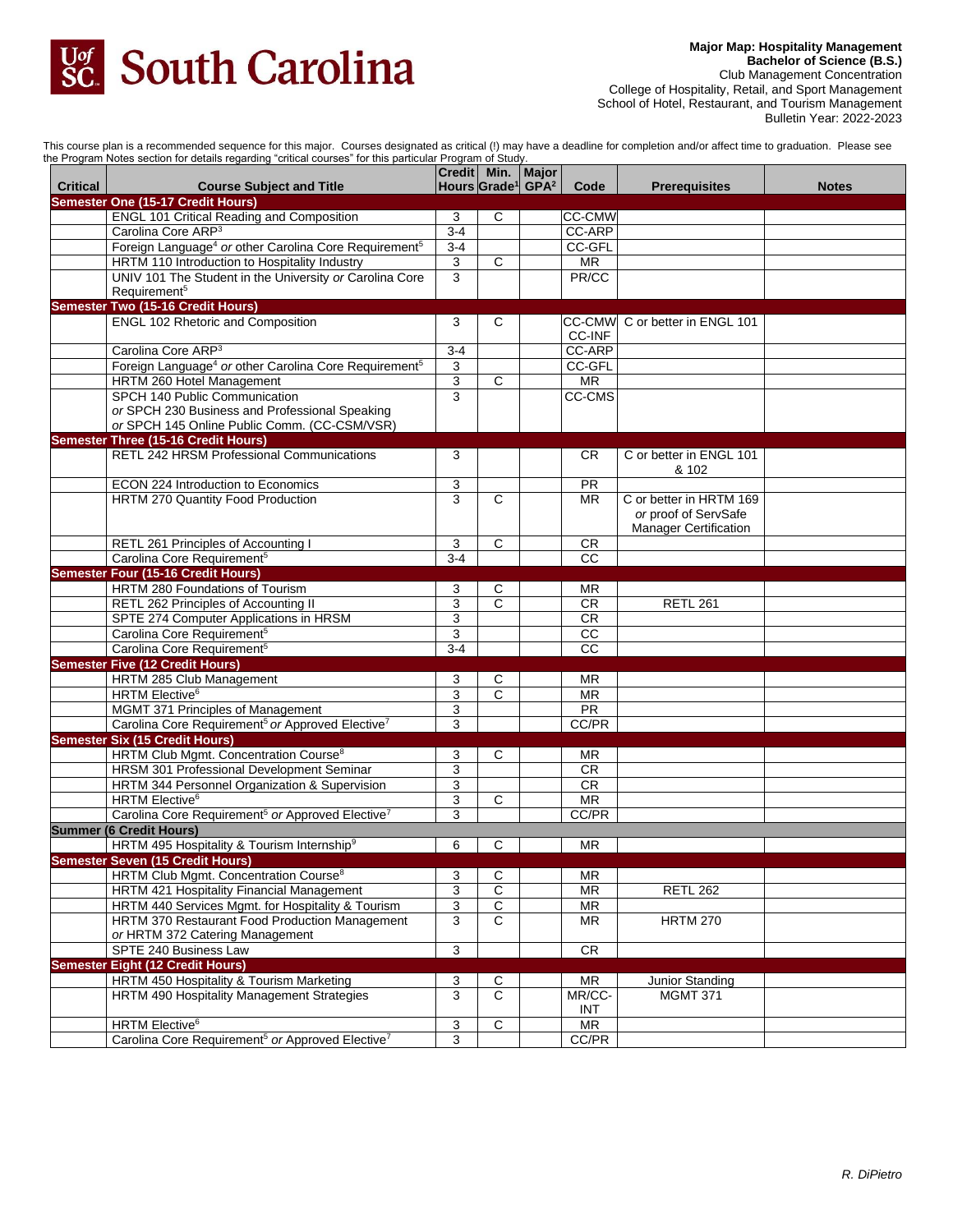# South Carolina

**Major Map: Hospitality Management**
**Bachelor of Science (B.S.)**
Club Management Concentration
College of Hospitality, Retail, and Sport Management
School of Hotel, Restaurant, and Tourism Management
Bulletin Year: 2022-2023

This course plan is a recommended sequence for this major. Courses designated as critical (!) may have a deadline for completion and/or affect time to graduation. Please see the Program Notes section for details regarding "critical courses" for this particular Program of Study.

| Critical | Course Subject and Title | Credit Hours | Min. Grade[1] | Major GPA[2] | Code | Prerequisites | Notes |
|---|---|---|---|---|---|---|---|
| **Semester One (15-17 Credit Hours)** | | | | | | | |
| | ENGL 101 Critical Reading and Composition | 3 | C | | CC-CMW | | |
| | Carolina Core ARP[3] | 3-4 | | | CC-ARP | | |
| | Foreign Language[4] *or* other Carolina Core Requirement[5] | 3-4 | | | CC-GFL | | |
| | HRTM 110 Introduction to Hospitality Industry | 3 | C | | MR | | |
| | UNIV 101 The Student in the University *or* Carolina Core Requirement[5] | 3 | | | PR/CC | | |
| **Semester Two (15-16 Credit Hours)** | | | | | | | |
| | ENGL 102 Rhetoric and Composition | 3 | C | | CC-CMW CC-INF | C or better in ENGL 101 | |
| | Carolina Core ARP[3] | 3-4 | | | CC-ARP | | |
| | Foreign Language[4] *or* other Carolina Core Requirement[5] | 3 | | | CC-GFL | | |
| | HRTM 260 Hotel Management | 3 | C | | MR | | |
| | SPCH 140 Public Communication *or* SPCH 230 Business and Professional Speaking *or* SPCH 145 Online Public Comm. (CC-CSM/VSR) | 3 | | | CC-CMS | | |
| **Semester Three (15-16 Credit Hours)** | | | | | | | |
| | RETL 242 HRSM Professional Communications | 3 | | | CR | C or better in ENGL 101 & 102 | |
| | ECON 224 Introduction to Economics | 3 | | | PR | | |
| | HRTM 270 Quantity Food Production | 3 | C | | MR | C or better in HRTM 169 *or* proof of ServSafe Manager Certification | |
| | RETL 261 Principles of Accounting I | 3 | C | | CR | | |
| | Carolina Core Requirement[5] | 3-4 | | | CC | | |
| **Semester Four (15-16 Credit Hours)** | | | | | | | |
| | HRTM 280 Foundations of Tourism | 3 | C | | MR | | |
| | RETL 262 Principles of Accounting II | 3 | C | | CR | RETL 261 | |
| | SPTE 274 Computer Applications in HRSM | 3 | | | CR | | |
| | Carolina Core Requirement[5] | 3 | | | CC | | |
| | Carolina Core Requirement[5] | 3-4 | | | CC | | |
| **Semester Five (12 Credit Hours)** | | | | | | | |
| | HRTM 285 Club Management | 3 | C | | MR | | |
| | HRTM Elective[6] | 3 | C | | MR | | |
| | MGMT 371 Principles of Management | 3 | | | PR | | |
| | Carolina Core Requirement[5] *or* Approved Elective[7] | 3 | | | CC/PR | | |
| **Semester Six (15 Credit Hours)** | | | | | | | |
| | HRTM Club Mgmt. Concentration Course[8] | 3 | C | | MR | | |
| | HRSM 301 Professional Development Seminar | 3 | | | CR | | |
| | HRTM 344 Personnel Organization & Supervision | 3 | | | CR | | |
| | HRTM Elective[6] | 3 | C | | MR | | |
| | Carolina Core Requirement[5] *or* Approved Elective[7] | 3 | | | CC/PR | | |
| **Summer (6 Credit Hours)** | | | | | | | |
| | HRTM 495 Hospitality & Tourism Internship[9] | 6 | C | | MR | | |
| **Semester Seven (15 Credit Hours)** | | | | | | | |
| | HRTM Club Mgmt. Concentration Course[8] | 3 | C | | MR | | |
| | HRTM 421 Hospitality Financial Management | 3 | C | | MR | RETL 262 | |
| | HRTM 440 Services Mgmt. for Hospitality & Tourism | 3 | C | | MR | | |
| | HRTM 370 Restaurant Food Production Management *or* HRTM 372 Catering Management | 3 | C | | MR | HRTM 270 | |
| | SPTE 240 Business Law | 3 | | | CR | | |
| **Semester Eight (12 Credit Hours)** | | | | | | | |
| | HRTM 450 Hospitality & Tourism Marketing | 3 | C | | MR | Junior Standing | |
| | HRTM 490 Hospitality Management Strategies | 3 | C | | MR/CC-INT | MGMT 371 | |
| | HRTM Elective[6] | 3 | C | | MR | | |
| | Carolina Core Requirement[5] *or* Approved Elective[7] | 3 | | | CC/PR | | |

*R. DiPietro*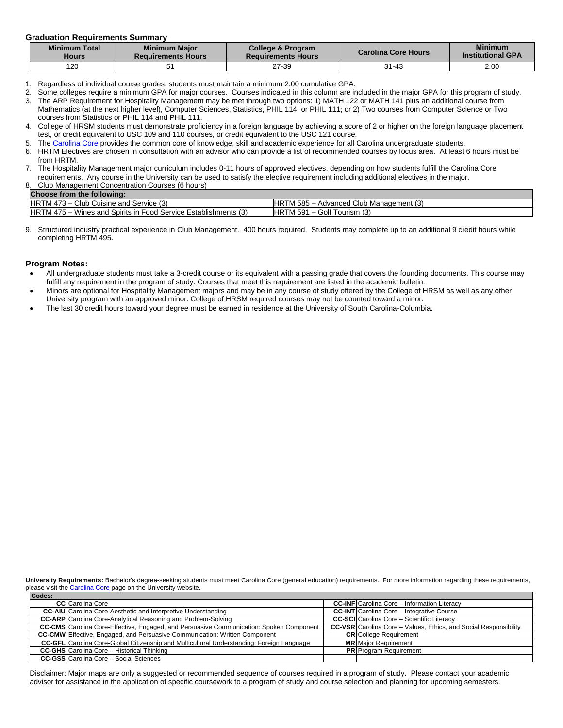### Graduation Requirements Summary

| Minimum Total Hours | Minimum Major Requirements Hours | College & Program Requirements Hours | Carolina Core Hours | Minimum Institutional GPA |
|---|---|---|---|---|
| 120 | 51 | 27-39 | 31-43 | 2.00 |

1. Regardless of individual course grades, students must maintain a minimum 2.00 cumulative GPA.
2. Some colleges require a minimum GPA for major courses. Courses indicated in this column are included in the major GPA for this program of study.
3. The ARP Requirement for Hospitality Management may be met through two options: 1) MATH 122 or MATH 141 plus an additional course from Mathematics (at the next higher level), Computer Sciences, Statistics, PHIL 114, or PHIL 111; or 2) Two courses from Computer Science or Two courses from Statistics or PHIL 114 and PHIL 111.
4. College of HRSM students must demonstrate proficiency in a foreign language by achieving a score of 2 or higher on the foreign language placement test, or credit equivalent to USC 109 and 110 courses, or credit equivalent to the USC 121 course.
5. The Carolina Core provides the common core of knowledge, skill and academic experience for all Carolina undergraduate students.
6. HRTM Electives are chosen in consultation with an advisor who can provide a list of recommended courses by focus area. At least 6 hours must be from HRTM.
7. The Hospitality Management major curriculum includes 0-11 hours of approved electives, depending on how students fulfill the Carolina Core requirements. Any course in the University can be used to satisfy the elective requirement including additional electives in the major.
8. Club Management Concentration Courses (6 hours)

| Choose from the following: | |
|---|---|
| HRTM 473 – Club Cuisine and Service (3) | HRTM 585 – Advanced Club Management (3) |
| HRTM 475 – Wines and Spirits in Food Service Establishments (3) | HRTM 591 – Golf Tourism (3) |

9. Structured industry practical experience in Club Management. 400 hours required. Students may complete up to an additional 9 credit hours while completing HRTM 495.

### Program Notes:

- All undergraduate students must take a 3-credit course or its equivalent with a passing grade that covers the founding documents. This course may fulfill any requirement in the program of study. Courses that meet this requirement are listed in the academic bulletin.
- Minors are optional for Hospitality Management majors and may be in any course of study offered by the College of HRSM as well as any other University program with an approved minor. College of HRSM required courses may not be counted toward a minor.
- The last 30 credit hours toward your degree must be earned in residence at the University of South Carolina-Columbia.

**University Requirements:** Bachelor's degree-seeking students must meet Carolina Core (general education) requirements. For more information regarding these requirements, please visit the Carolina Core page on the University website.

| Codes: | | | |
|---|---|---|---|
| **CC** | Carolina Core | **CC-INF** | Carolina Core – Information Literacy |
| **CC-AIU** | Carolina Core-Aesthetic and Interpretive Understanding | **CC-INT** | Carolina Core – Integrative Course |
| **CC-ARP** | Carolina Core-Analytical Reasoning and Problem-Solving | **CC-SCI** | Carolina Core – Scientific Literacy |
| **CC-CMS** | Carolina Core-Effective, Engaged, and Persuasive Communication: Spoken Component | **CC-VSR** | Carolina Core – Values, Ethics, and Social Responsibility |
| **CC-CMW** | Effective, Engaged, and Persuasive Communication: Written Component | **CR** | College Requirement |
| **CC-GFL** | Carolina Core-Global Citizenship and Multicultural Understanding: Foreign Language | **MR** | Major Requirement |
| **CC-GHS** | Carolina Core – Historical Thinking | **PR** | Program Requirement |
| **CC-GSS** | Carolina Core – Social Sciences | | |

Disclaimer: Major maps are only a suggested or recommended sequence of courses required in a program of study. Please contact your academic advisor for assistance in the application of specific coursework to a program of study and course selection and planning for upcoming semesters.